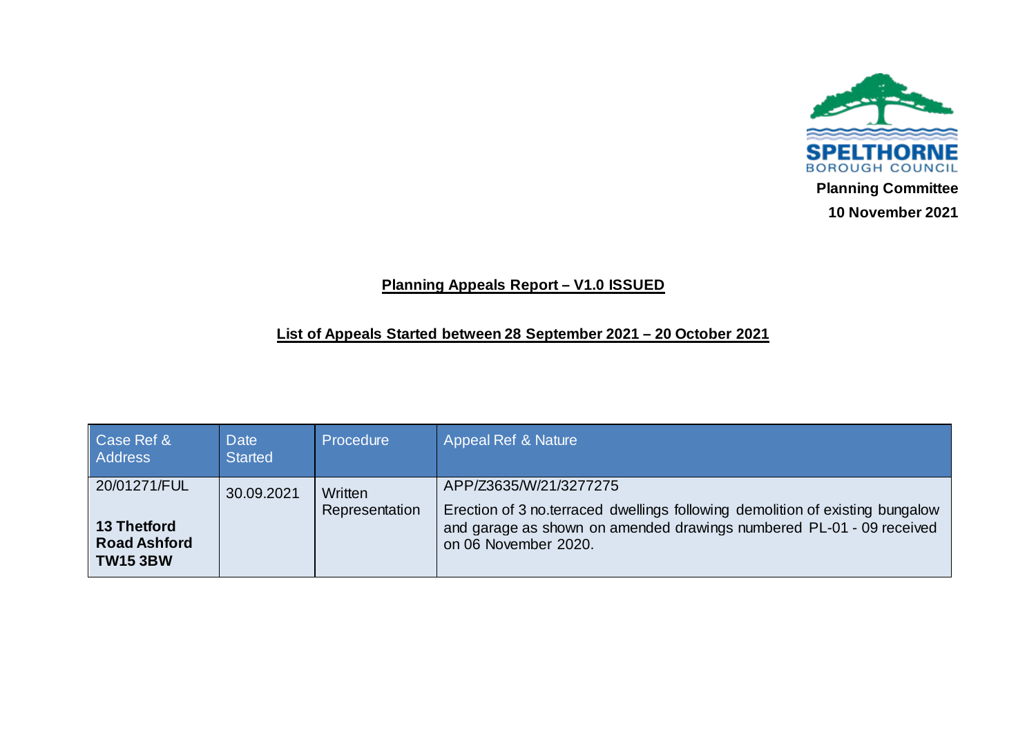SPELTHORNE BOROUGH COUNCIL

**Planning Committee**

**10 November 2021**

## Planning Appeals Report – V1.0 ISSUED

### List of Appeals Started between 28 September 2021 – 20 October 2021

| Case Ref & Address | Date Started | Procedure | Appeal Ref & Nature |
|---|---|---|---|
| 20/01271/FUL<br><br>**13 Thetford Road Ashford TW15 3BW** | 30.09.2021 | Written Representation | APP/Z3635/W/21/3277275<br><br>Erection of 3 no.terraced dwellings following demolition of existing bungalow and garage as shown on amended drawings numbered PL-01 - 09 received on 06 November 2020. |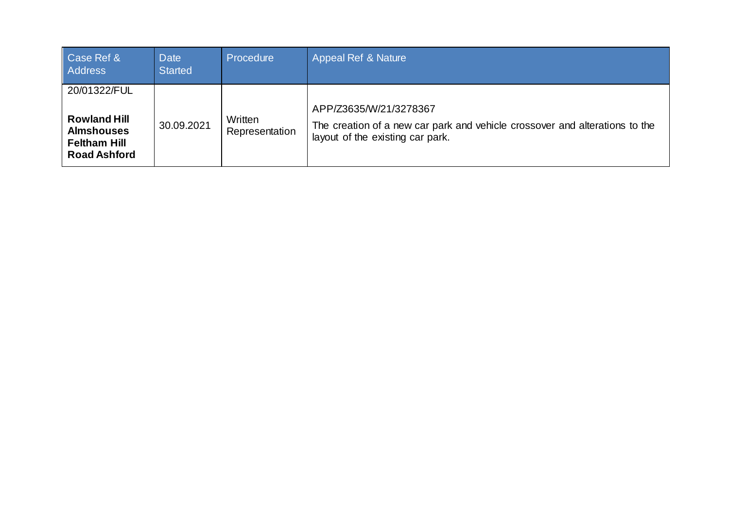| Case Ref & Address | Date Started | Procedure | Appeal Ref & Nature |
|---|---|---|---|
| 20/01322/FUL<br><br>**Rowland Hill Almshouses Feltham Hill Road Ashford** | 30.09.2021 | Written Representation | APP/Z3635/W/21/3278367<br><br>The creation of a new car park and vehicle crossover and alterations to the layout of the existing car park. |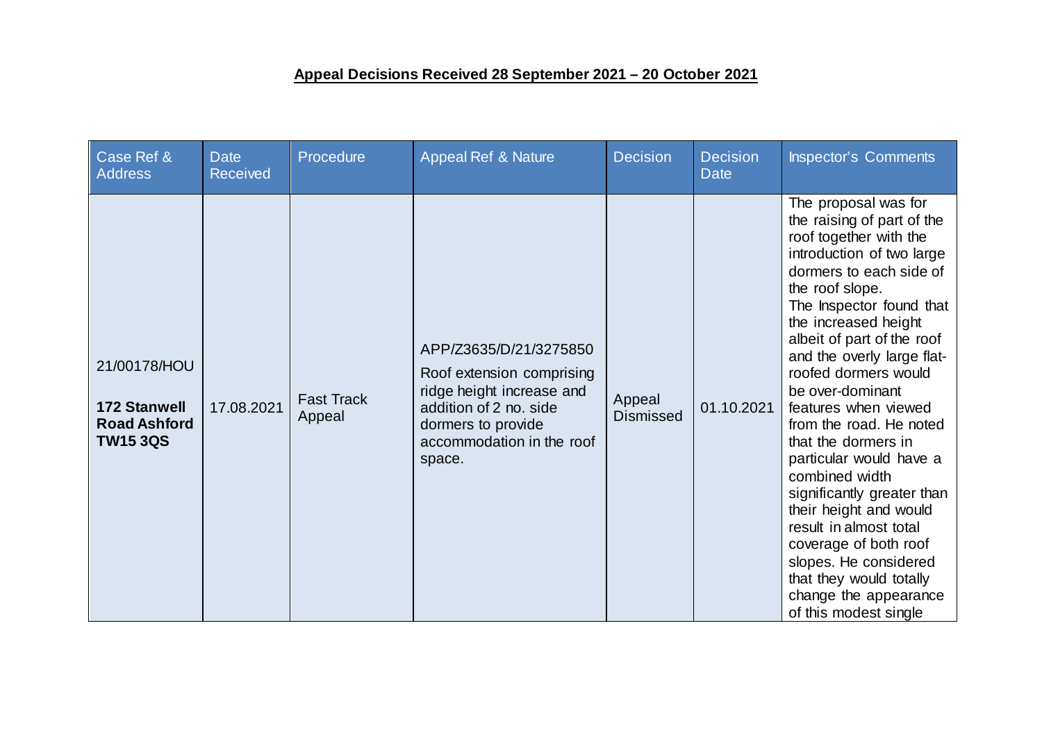**Appeal Decisions Received 28 September 2021 – 20 October 2021**

| Case Ref & Address | Date Received | Procedure | Appeal Ref & Nature | Decision | Decision Date | Inspector's Comments |
|---|---|---|---|---|---|---|
| 21/00178/HOU<br><br>**172 Stanwell Road Ashford TW15 3QS** | 17.08.2021 | Fast Track Appeal | APP/Z3635/D/21/3275850<br><br>Roof extension comprising ridge height increase and addition of 2 no. side dormers to provide accommodation in the roof space. | Appeal Dismissed | 01.10.2021 | The proposal was for the raising of part of the roof together with the introduction of two large dormers to each side of the roof slope.<br>The Inspector found that the increased height albeit of part of the roof and the overly large flat-roofed dormers would be over-dominant features when viewed from the road. He noted that the dormers in particular would have a combined width significantly greater than their height and would result in almost total coverage of both roof slopes. He considered that they would totally change the appearance of this modest single |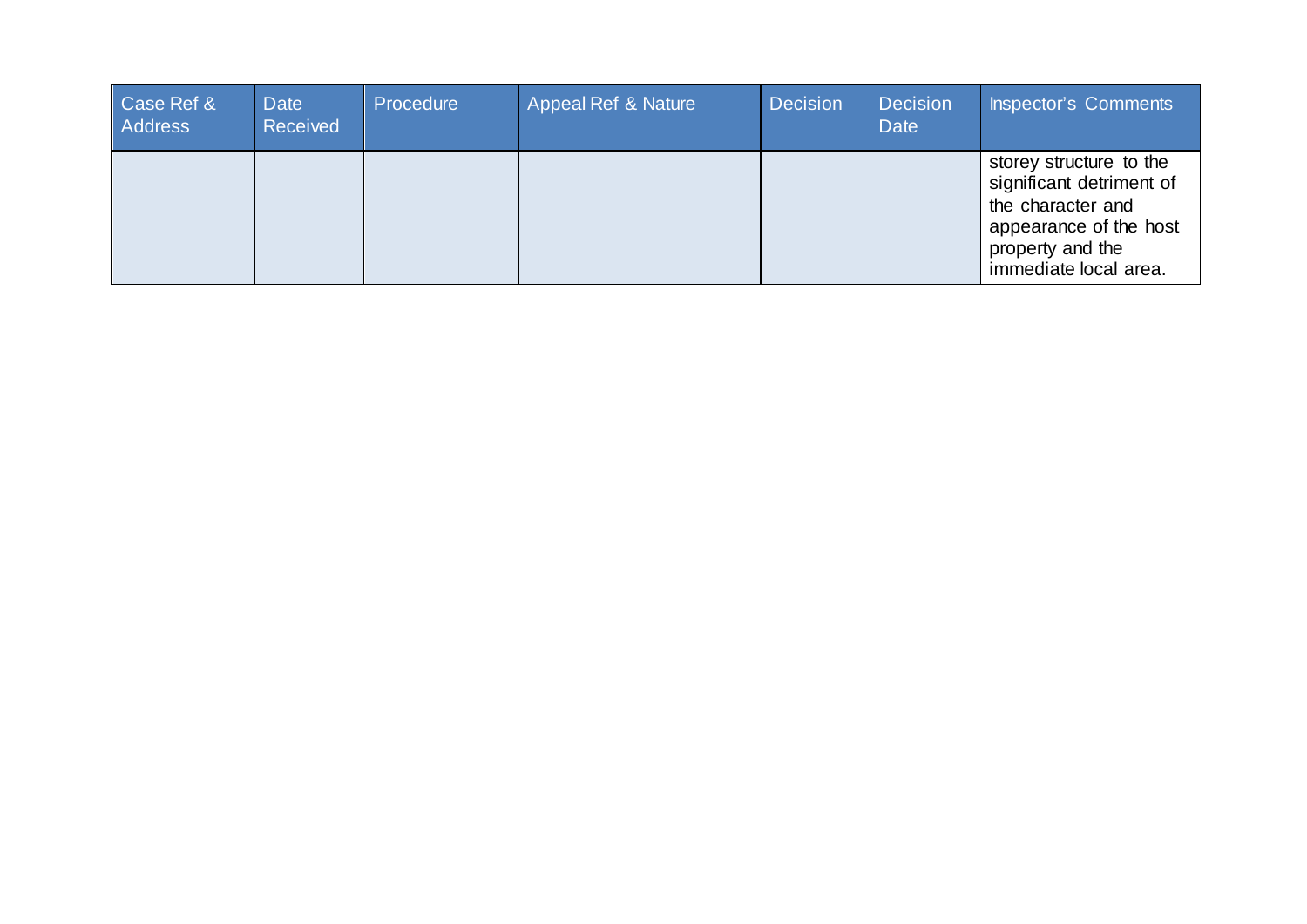| Case Ref & Address | Date Received | Procedure | Appeal Ref & Nature | Decision | Decision Date | Inspector's Comments |
| --- | --- | --- | --- | --- | --- | --- |
| | | | | | | storey structure to the significant detriment of the character and appearance of the host property and the immediate local area. |